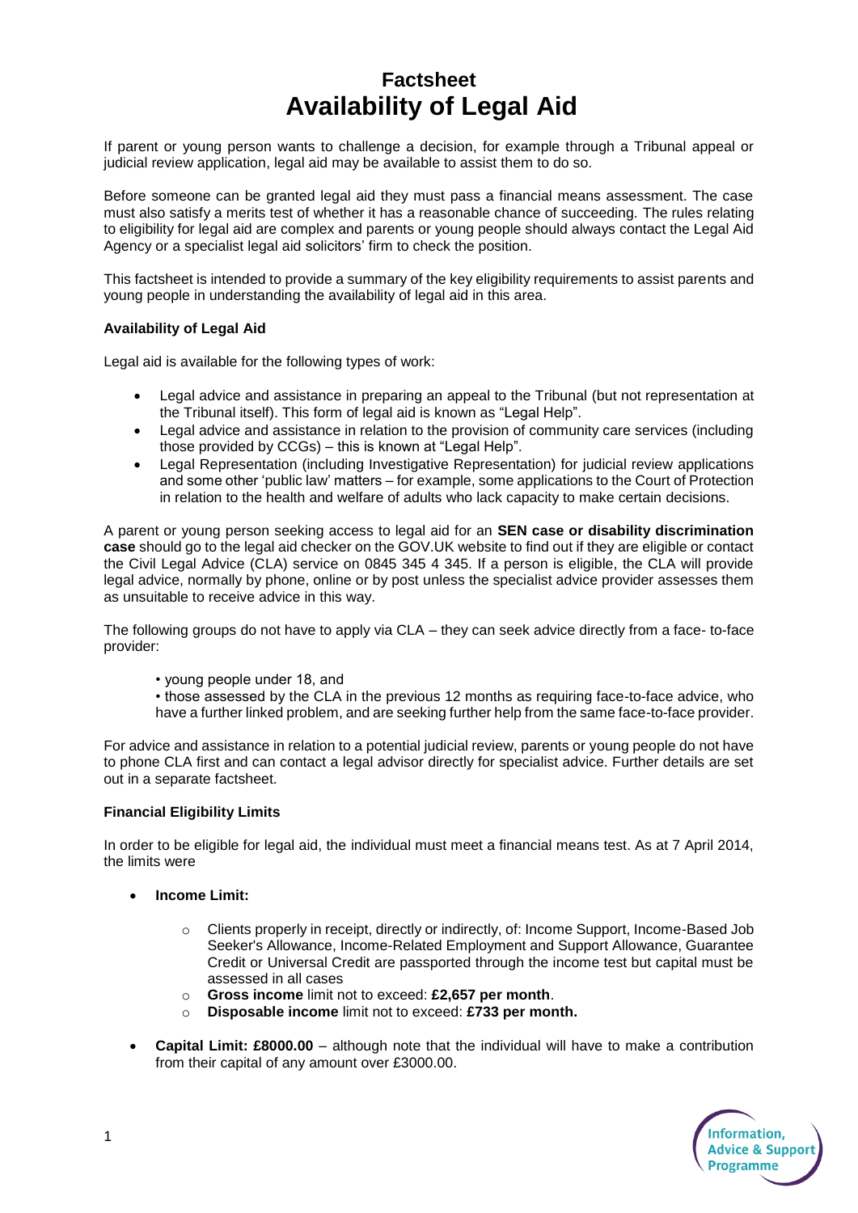# Factsheet
# Availability of Legal Aid

If parent or young person wants to challenge a decision, for example through a Tribunal appeal or judicial review application, legal aid may be available to assist them to do so.

Before someone can be granted legal aid they must pass a financial means assessment. The case must also satisfy a merits test of whether it has a reasonable chance of succeeding. The rules relating to eligibility for legal aid are complex and parents or young people should always contact the Legal Aid Agency or a specialist legal aid solicitors' firm to check the position.

This factsheet is intended to provide a summary of the key eligibility requirements to assist parents and young people in understanding the availability of legal aid in this area.

**Availability of Legal Aid**

Legal aid is available for the following types of work:

- Legal advice and assistance in preparing an appeal to the Tribunal (but not representation at the Tribunal itself). This form of legal aid is known as "Legal Help".
- Legal advice and assistance in relation to the provision of community care services (including those provided by CCGs) – this is known at "Legal Help".
- Legal Representation (including Investigative Representation) for judicial review applications and some other 'public law' matters – for example, some applications to the Court of Protection in relation to the health and welfare of adults who lack capacity to make certain decisions.

A parent or young person seeking access to legal aid for an **SEN case or disability discrimination case** should go to the legal aid checker on the GOV.UK website to find out if they are eligible or contact the Civil Legal Advice (CLA) service on 0845 345 4 345. If a person is eligible, the CLA will provide legal advice, normally by phone, online or by post unless the specialist advice provider assesses them as unsuitable to receive advice in this way.

The following groups do not have to apply via CLA – they can seek advice directly from a face- to-face provider:

• young people under 18, and
• those assessed by the CLA in the previous 12 months as requiring face-to-face advice, who have a further linked problem, and are seeking further help from the same face-to-face provider.

For advice and assistance in relation to a potential judicial review, parents or young people do not have to phone CLA first and can contact a legal advisor directly for specialist advice. Further details are set out in a separate factsheet.

**Financial Eligibility Limits**

In order to be eligible for legal aid, the individual must meet a financial means test. As at 7 April 2014, the limits were

- **Income Limit:**
  - Clients properly in receipt, directly or indirectly, of: Income Support, Income-Based Job Seeker's Allowance, Income-Related Employment and Support Allowance, Guarantee Credit or Universal Credit are passported through the income test but capital must be assessed in all cases
  - **Gross income** limit not to exceed: **£2,657 per month**.
  - **Disposable income** limit not to exceed: **£733 per month.**
- **Capital Limit: £8000.00** – although note that the individual will have to make a contribution from their capital of any amount over £3000.00.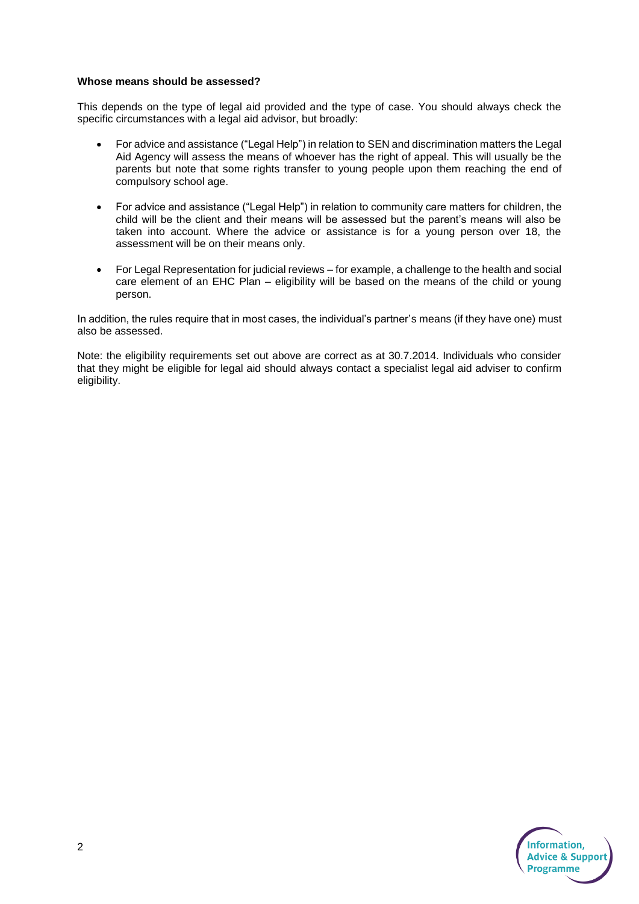**Whose means should be assessed?**

This depends on the type of legal aid provided and the type of case. You should always check the specific circumstances with a legal aid advisor, but broadly:

- For advice and assistance ("Legal Help") in relation to SEN and discrimination matters the Legal Aid Agency will assess the means of whoever has the right of appeal. This will usually be the parents but note that some rights transfer to young people upon them reaching the end of compulsory school age.
- For advice and assistance ("Legal Help") in relation to community care matters for children, the child will be the client and their means will be assessed but the parent's means will also be taken into account. Where the advice or assistance is for a young person over 18, the assessment will be on their means only.
- For Legal Representation for judicial reviews – for example, a challenge to the health and social care element of an EHC Plan – eligibility will be based on the means of the child or young person.

In addition, the rules require that in most cases, the individual's partner's means (if they have one) must also be assessed.

Note: the eligibility requirements set out above are correct as at 30.7.2014. Individuals who consider that they might be eligible for legal aid should always contact a specialist legal aid adviser to confirm eligibility.